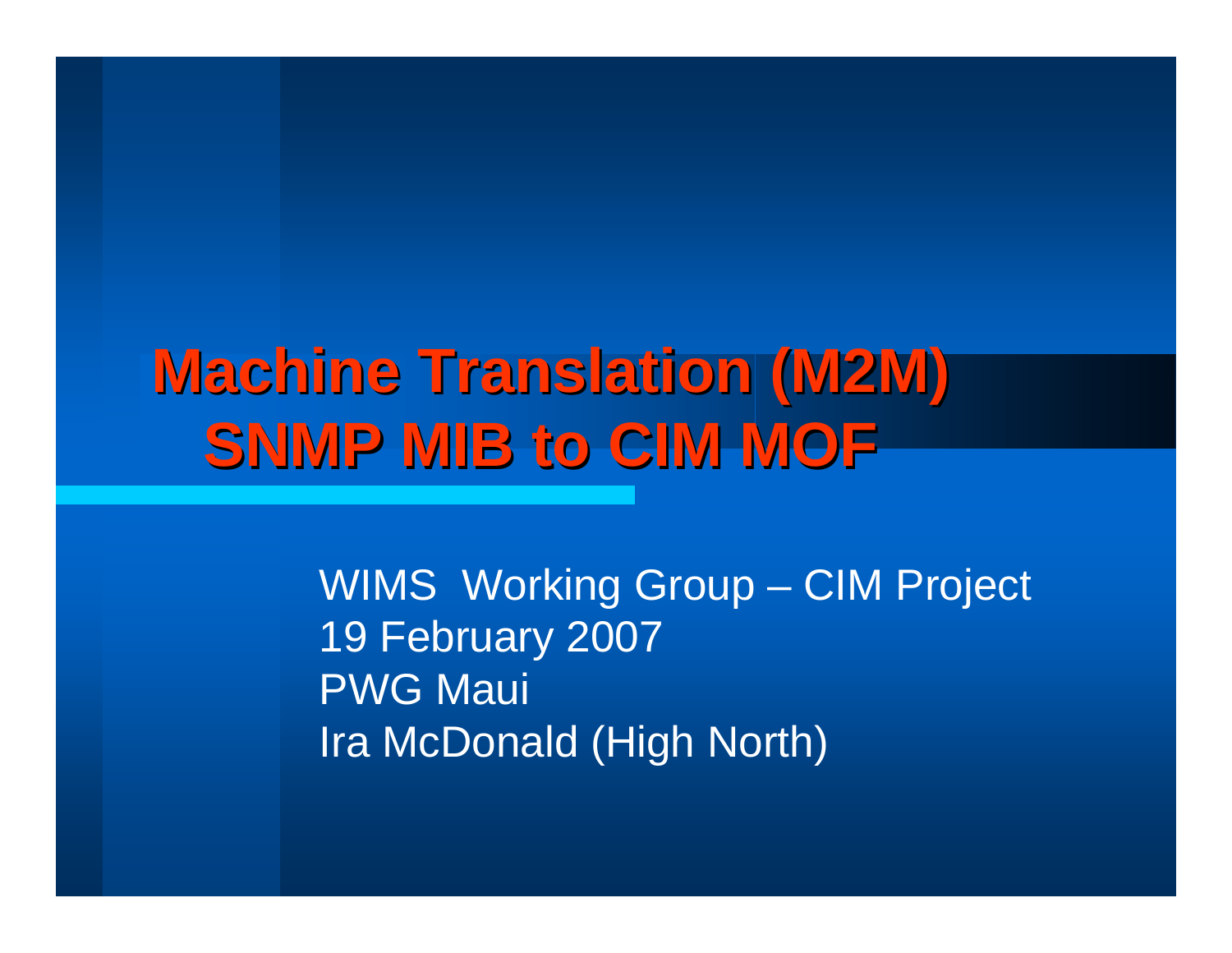# Machine Translation (M2M)
# SNMP MIB to CIM MOF

WIMS Working Group – CIM Project
19 February 2007
PWG Maui
Ira McDonald (High North)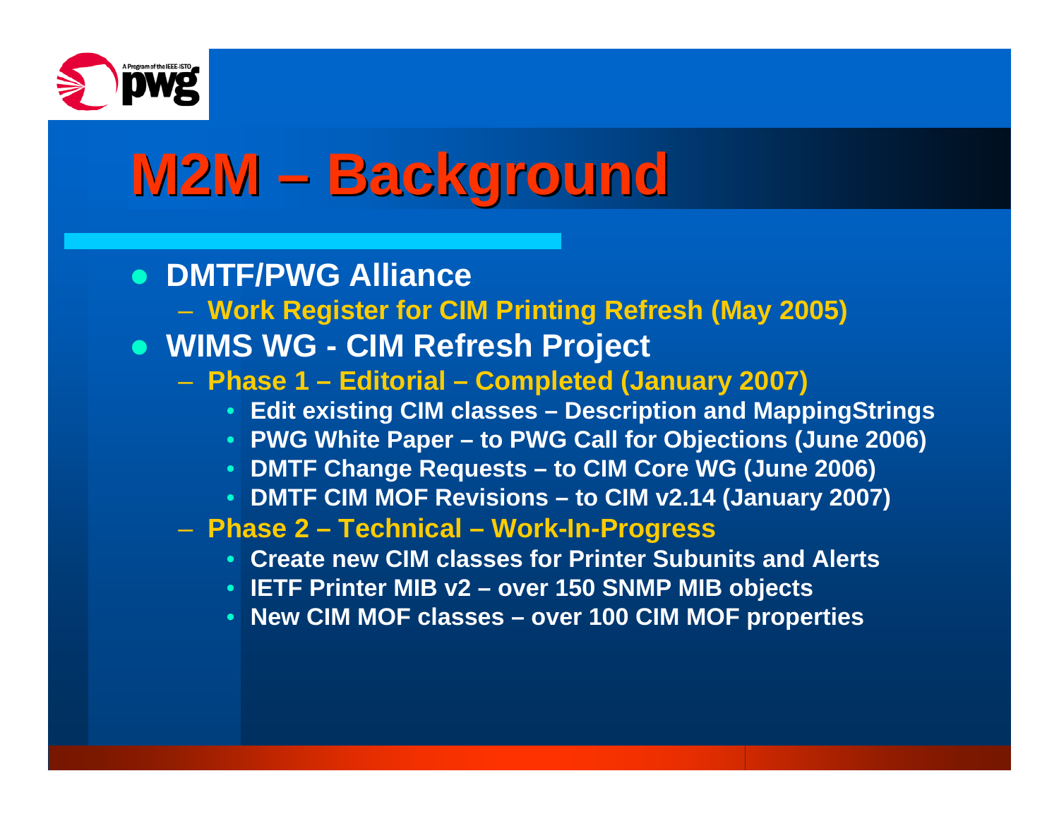# M2M – Background

- **DMTF/PWG Alliance**
  - **Work Register for CIM Printing Refresh (May 2005)**
- **WIMS WG - CIM Refresh Project**
  - **Phase 1 – Editorial – Completed (January 2007)**
    - **Edit existing CIM classes – Description and MappingStrings**
    - **PWG White Paper – to PWG Call for Objections (June 2006)**
    - **DMTF Change Requests – to CIM Core WG (June 2006)**
    - **DMTF CIM MOF Revisions – to CIM v2.14 (January 2007)**
  - **Phase 2 – Technical – Work-In-Progress**
    - **Create new CIM classes for Printer Subunits and Alerts**
    - **IETF Printer MIB v2 – over 150 SNMP MIB objects**
    - **New CIM MOF classes – over 100 CIM MOF properties**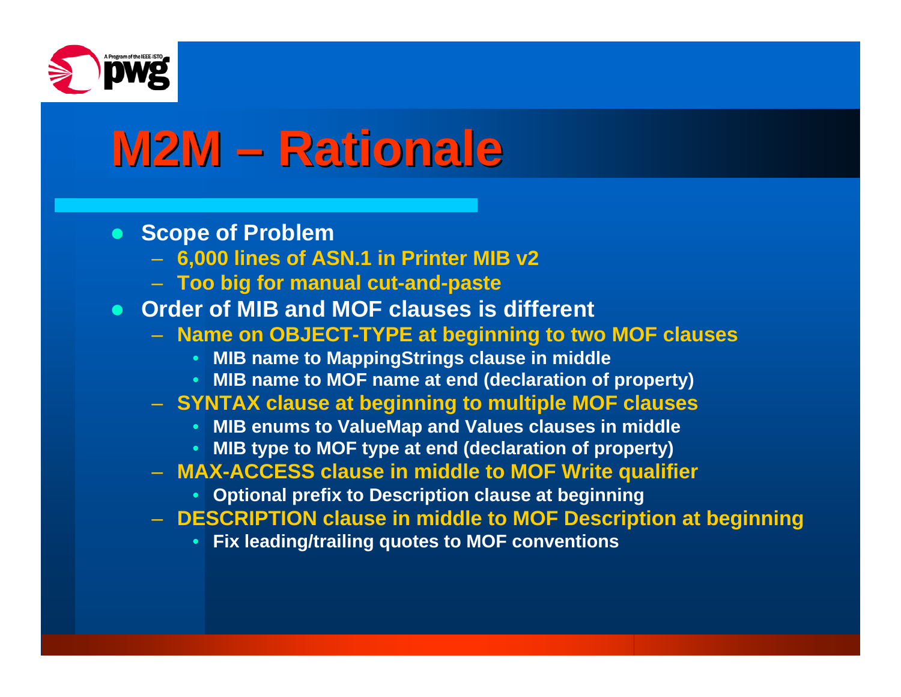# M2M – Rationale

- Scope of Problem
  - 6,000 lines of ASN.1 in Printer MIB v2
  - Too big for manual cut-and-paste
- Order of MIB and MOF clauses is different
  - Name on OBJECT-TYPE at beginning to two MOF clauses
    - MIB name to MappingStrings clause in middle
    - MIB name to MOF name at end (declaration of property)
  - SYNTAX clause at beginning to multiple MOF clauses
    - MIB enums to ValueMap and Values clauses in middle
    - MIB type to MOF type at end (declaration of property)
  - MAX-ACCESS clause in middle to MOF Write qualifier
    - Optional prefix to Description clause at beginning
  - DESCRIPTION clause in middle to MOF Description at beginning
    - Fix leading/trailing quotes to MOF conventions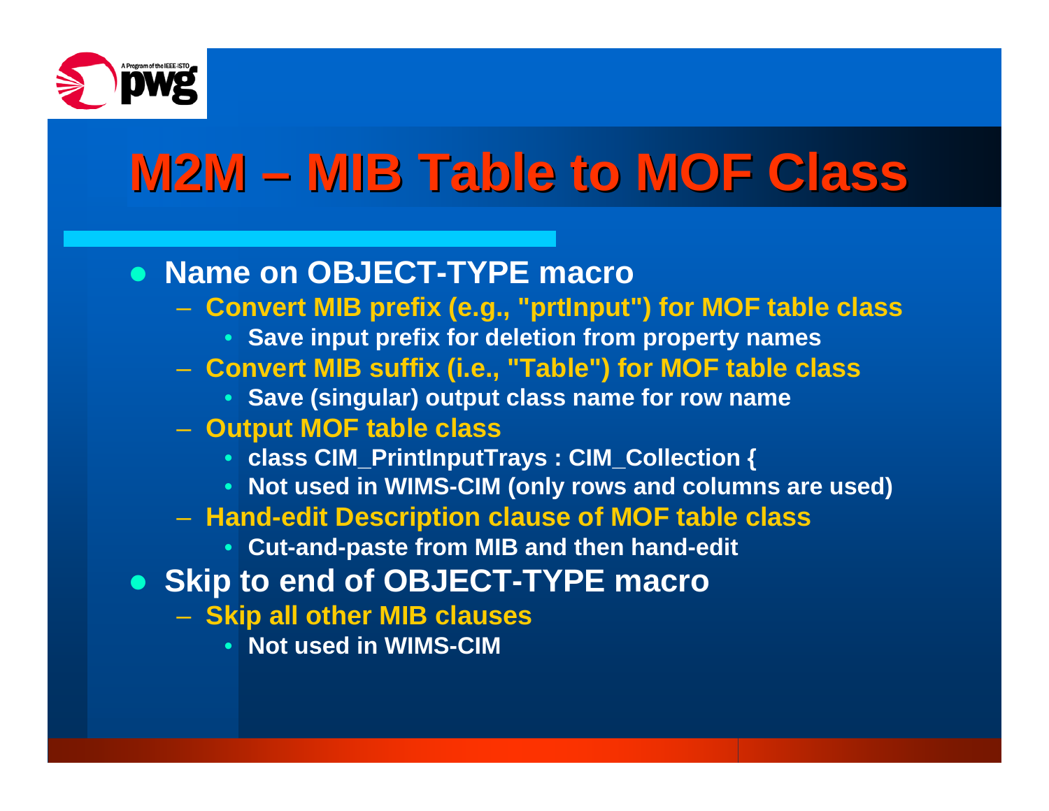# M2M – MIB Table to MOF Class

- **Name on OBJECT-TYPE macro**
  - Convert MIB prefix (e.g., "prtInput") for MOF table class
    - Save input prefix for deletion from property names
  - Convert MIB suffix (i.e., "Table") for MOF table class
    - Save (singular) output class name for row name
  - Output MOF table class
    - class CIM_PrintInputTrays : CIM_Collection {
    - Not used in WIMS-CIM (only rows and columns are used)
  - Hand-edit Description clause of MOF table class
    - Cut-and-paste from MIB and then hand-edit
- **Skip to end of OBJECT-TYPE macro**
  - Skip all other MIB clauses
    - Not used in WIMS-CIM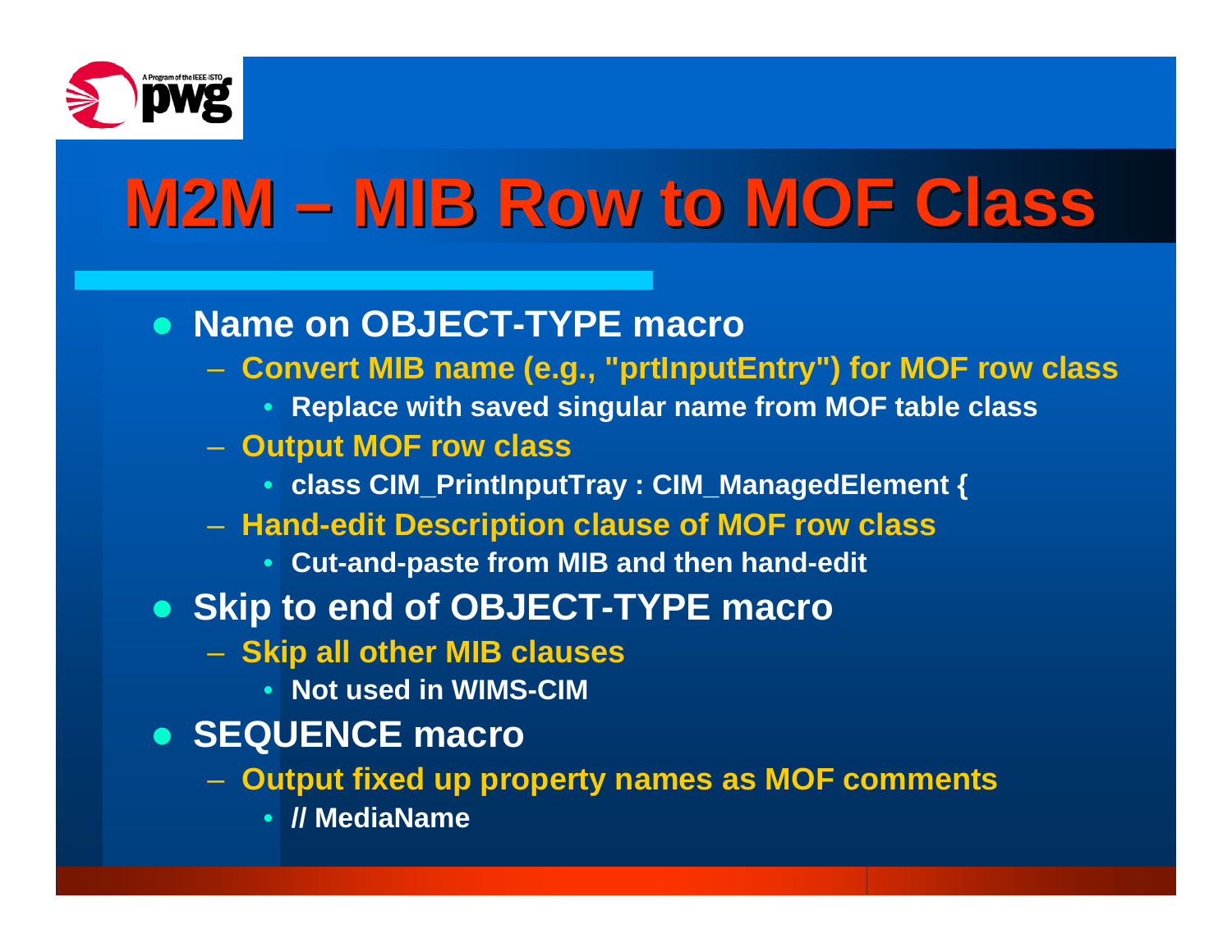# M2M – MIB Row to MOF Class

- Name on OBJECT-TYPE macro
  - Convert MIB name (e.g., "prtInputEntry") for MOF row class
    - Replace with saved singular name from MOF table class
  - Output MOF row class
    - class CIM_PrintInputTray : CIM_ManagedElement {
  - Hand-edit Description clause of MOF row class
    - Cut-and-paste from MIB and then hand-edit
- Skip to end of OBJECT-TYPE macro
  - Skip all other MIB clauses
    - Not used in WIMS-CIM
- SEQUENCE macro
  - Output fixed up property names as MOF comments
    - // MediaName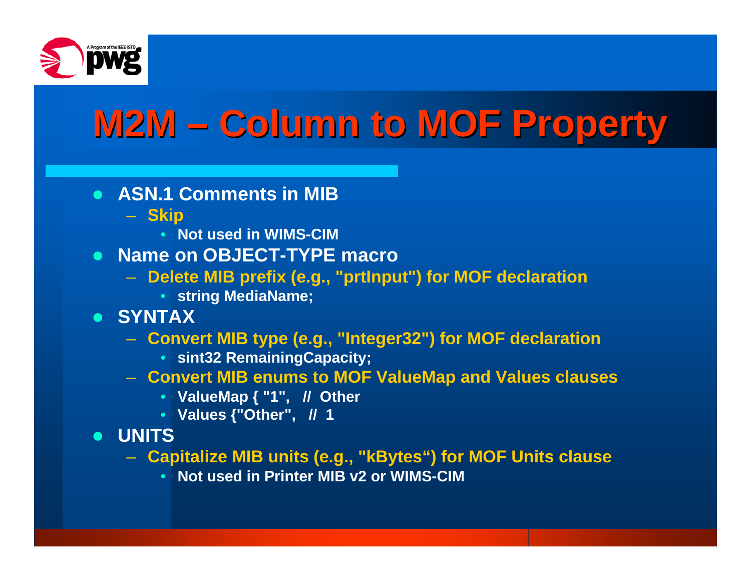# M2M – Column to MOF Property

- **ASN.1 Comments in MIB**
  - Skip
    - Not used in WIMS-CIM
- **Name on OBJECT-TYPE macro**
  - Delete MIB prefix (e.g., "prtInput") for MOF declaration
    - string MediaName;
- **SYNTAX**
  - Convert MIB type (e.g., "Integer32") for MOF declaration
    - sint32 RemainingCapacity;
  - Convert MIB enums to MOF ValueMap and Values clauses
    - ValueMap { "1",   //  Other
    - Values {"Other",   //  1
- **UNITS**
  - Capitalize MIB units (e.g., "kBytes") for MOF Units clause
    - Not used in Printer MIB v2 or WIMS-CIM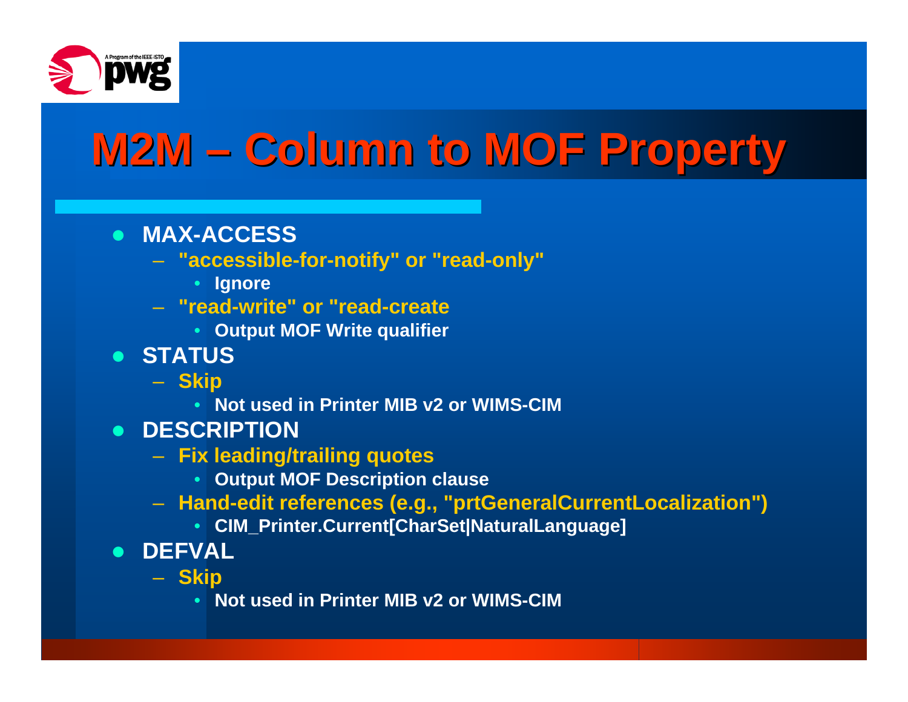# M2M – Column to MOF Property

- **MAX-ACCESS**
  - **"accessible-for-notify" or "read-only"**
    - **Ignore**
  - **"read-write" or "read-create**
    - **Output MOF Write qualifier**
- **STATUS**
  - **Skip**
    - **Not used in Printer MIB v2 or WIMS-CIM**
- **DESCRIPTION**
  - **Fix leading/trailing quotes**
    - **Output MOF Description clause**
  - **Hand-edit references (e.g., "prtGeneralCurrentLocalization")**
    - **CIM_Printer.Current[CharSet|NaturalLanguage]**
- **DEFVAL**
  - **Skip**
    - **Not used in Printer MIB v2 or WIMS-CIM**